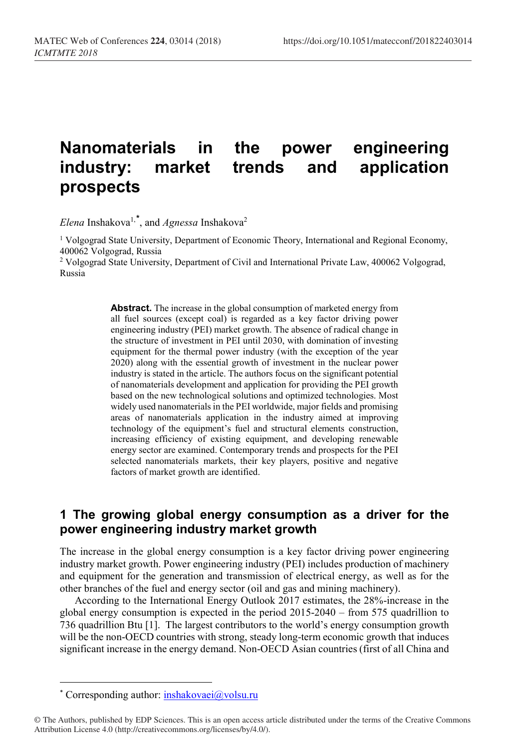# Nanomaterials in the power engineering industry: market trends and application prospects

*Elena* Inshakova[1,*], and *Agnessa* Inshakova[2]

[1] Volgograd State University, Department of Economic Theory, International and Regional Economy, 400062 Volgograd, Russia

[2] Volgograd State University, Department of Civil and International Private Law, 400062 Volgograd, Russia

**Abstract.** The increase in the global consumption of marketed energy from all fuel sources (except coal) is regarded as a key factor driving power engineering industry (PEI) market growth. The absence of radical change in the structure of investment in PEI until 2030, with domination of investing equipment for the thermal power industry (with the exception of the year 2020) along with the essential growth of investment in the nuclear power industry is stated in the article. The authors focus on the significant potential of nanomaterials development and application for providing the PEI growth based on the new technological solutions and optimized technologies. Most widely used nanomaterials in the PEI worldwide, major fields and promising areas of nanomaterials application in the industry aimed at improving technology of the equipment's fuel and structural elements construction, increasing efficiency of existing equipment, and developing renewable energy sector are examined. Contemporary trends and prospects for the PEI selected nanomaterials markets, their key players, positive and negative factors of market growth are identified.

## 1 The growing global energy consumption as a driver for the power engineering industry market growth

The increase in the global energy consumption is a key factor driving power engineering industry market growth. Power engineering industry (PEI) includes production of machinery and equipment for the generation and transmission of electrical energy, as well as for the other branches of the fuel and energy sector (oil and gas and mining machinery).

According to the International Energy Outlook 2017 estimates, the 28%-increase in the global energy consumption is expected in the period 2015-2040 – from 575 quadrillion to 736 quadrillion Btu [1]. The largest contributors to the world's energy consumption growth will be the non-OECD countries with strong, steady long-term economic growth that induces significant increase in the energy demand. Non-OECD Asian countries (first of all China and

---

* Corresponding author: inshakovaei@volsu.ru

© The Authors, published by EDP Sciences. This is an open access article distributed under the terms of the Creative Commons Attribution License 4.0 (http://creativecommons.org/licenses/by/4.0/).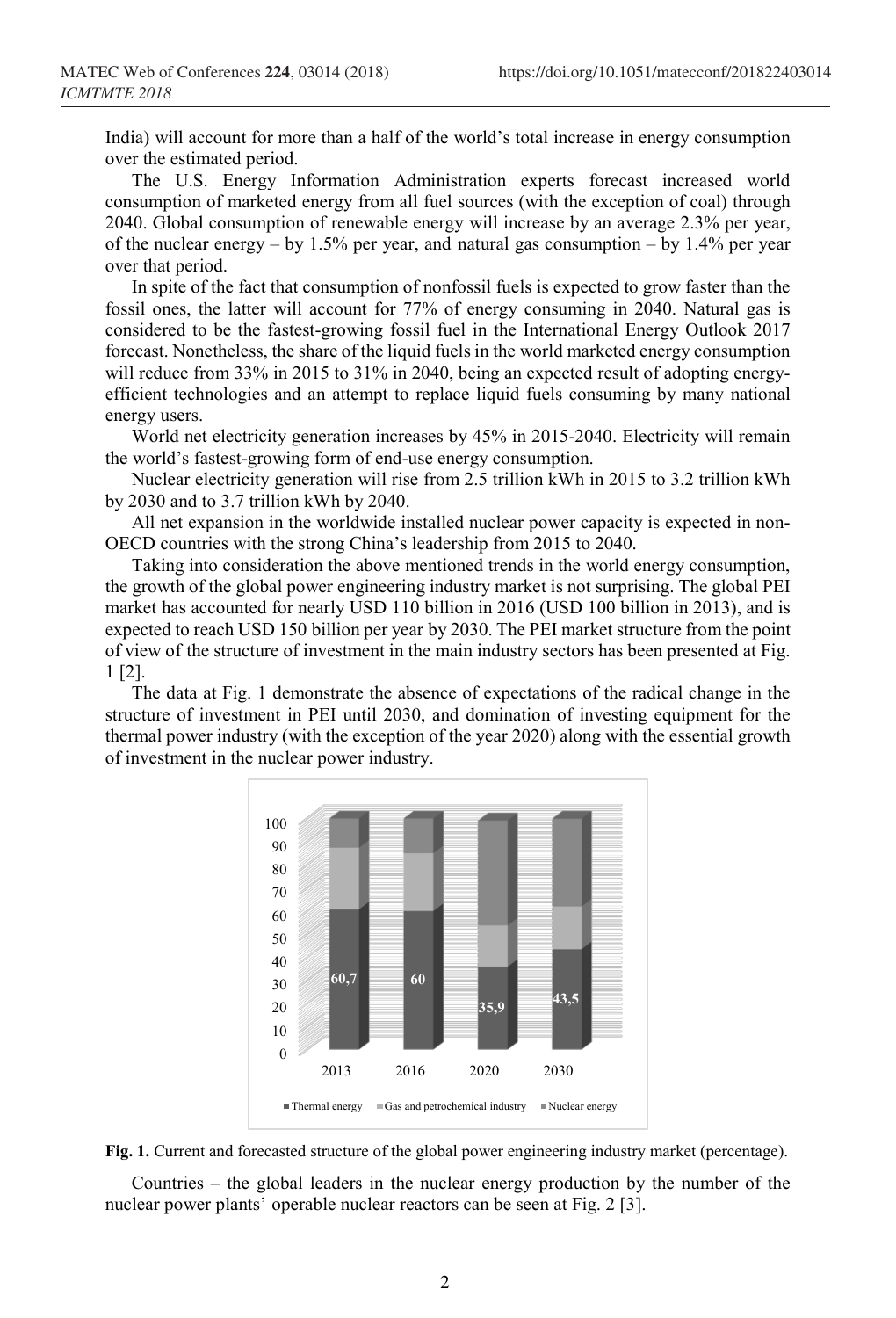India) will account for more than a half of the world's total increase in energy consumption over the estimated period.

The U.S. Energy Information Administration experts forecast increased world consumption of marketed energy from all fuel sources (with the exception of coal) through 2040. Global consumption of renewable energy will increase by an average 2.3% per year, of the nuclear energy – by 1.5% per year, and natural gas consumption – by 1.4% per year over that period.

In spite of the fact that consumption of nonfossil fuels is expected to grow faster than the fossil ones, the latter will account for 77% of energy consuming in 2040. Natural gas is considered to be the fastest-growing fossil fuel in the International Energy Outlook 2017 forecast. Nonetheless, the share of the liquid fuels in the world marketed energy consumption will reduce from 33% in 2015 to 31% in 2040, being an expected result of adopting energy-efficient technologies and an attempt to replace liquid fuels consuming by many national energy users.

World net electricity generation increases by 45% in 2015-2040. Electricity will remain the world's fastest-growing form of end-use energy consumption.

Nuclear electricity generation will rise from 2.5 trillion kWh in 2015 to 3.2 trillion kWh by 2030 and to 3.7 trillion kWh by 2040.

All net expansion in the worldwide installed nuclear power capacity is expected in non-OECD countries with the strong China's leadership from 2015 to 2040.

Taking into consideration the above mentioned trends in the world energy consumption, the growth of the global power engineering industry market is not surprising. The global PEI market has accounted for nearly USD 110 billion in 2016 (USD 100 billion in 2013), and is expected to reach USD 150 billion per year by 2030. The PEI market structure from the point of view of the structure of investment in the main industry sectors has been presented at Fig. 1 [2].

The data at Fig. 1 demonstrate the absence of expectations of the radical change in the structure of investment in PEI until 2030, and domination of investing equipment for the thermal power industry (with the exception of the year 2020) along with the essential growth of investment in the nuclear power industry.

**Fig. 1.** Current and forecasted structure of the global power engineering industry market (percentage).

Countries – the global leaders in the nuclear energy production by the number of the nuclear power plants' operable nuclear reactors can be seen at Fig. 2 [3].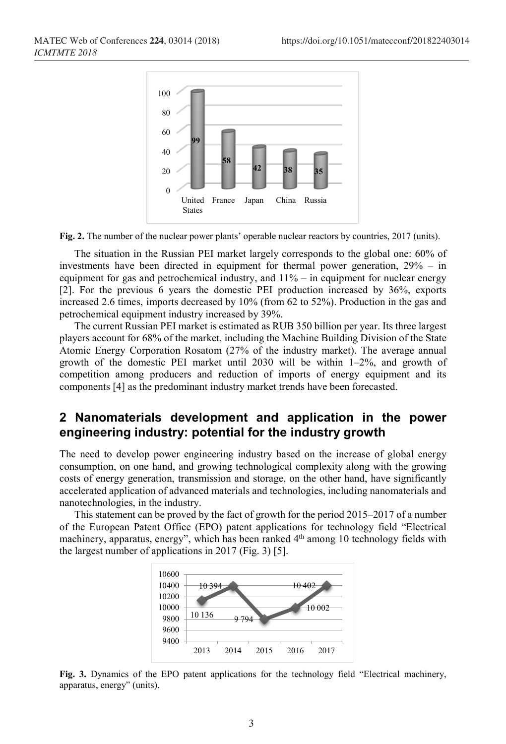**Fig. 2.** The number of the nuclear power plants' operable nuclear reactors by countries, 2017 (units).

The situation in the Russian PEI market largely corresponds to the global one: 60% of investments have been directed in equipment for thermal power generation, 29% – in equipment for gas and petrochemical industry, and 11% – in equipment for nuclear energy [2]. For the previous 6 years the domestic PEI production increased by 36%, exports increased 2.6 times, imports decreased by 10% (from 62 to 52%). Production in the gas and petrochemical equipment industry increased by 39%.

The current Russian PEI market is estimated as RUB 350 billion per year. Its three largest players account for 68% of the market, including the Machine Building Division of the State Atomic Energy Corporation Rosatom (27% of the industry market). The average annual growth of the domestic PEI market until 2030 will be within 1–2%, and growth of competition among producers and reduction of imports of energy equipment and its components [4] as the predominant industry market trends have been forecasted.

## 2 Nanomaterials development and application in the power engineering industry: potential for the industry growth

The need to develop power engineering industry based on the increase of global energy consumption, on one hand, and growing technological complexity along with the growing costs of energy generation, transmission and storage, on the other hand, have significantly accelerated application of advanced materials and technologies, including nanomaterials and nanotechnologies, in the industry.

This statement can be proved by the fact of growth for the period 2015–2017 of a number of the European Patent Office (EPO) patent applications for technology field "Electrical machinery, apparatus, energy", which has been ranked 4th among 10 technology fields with the largest number of applications in 2017 (Fig. 3) [5].

**Fig. 3.** Dynamics of the EPO patent applications for the technology field "Electrical machinery, apparatus, energy" (units).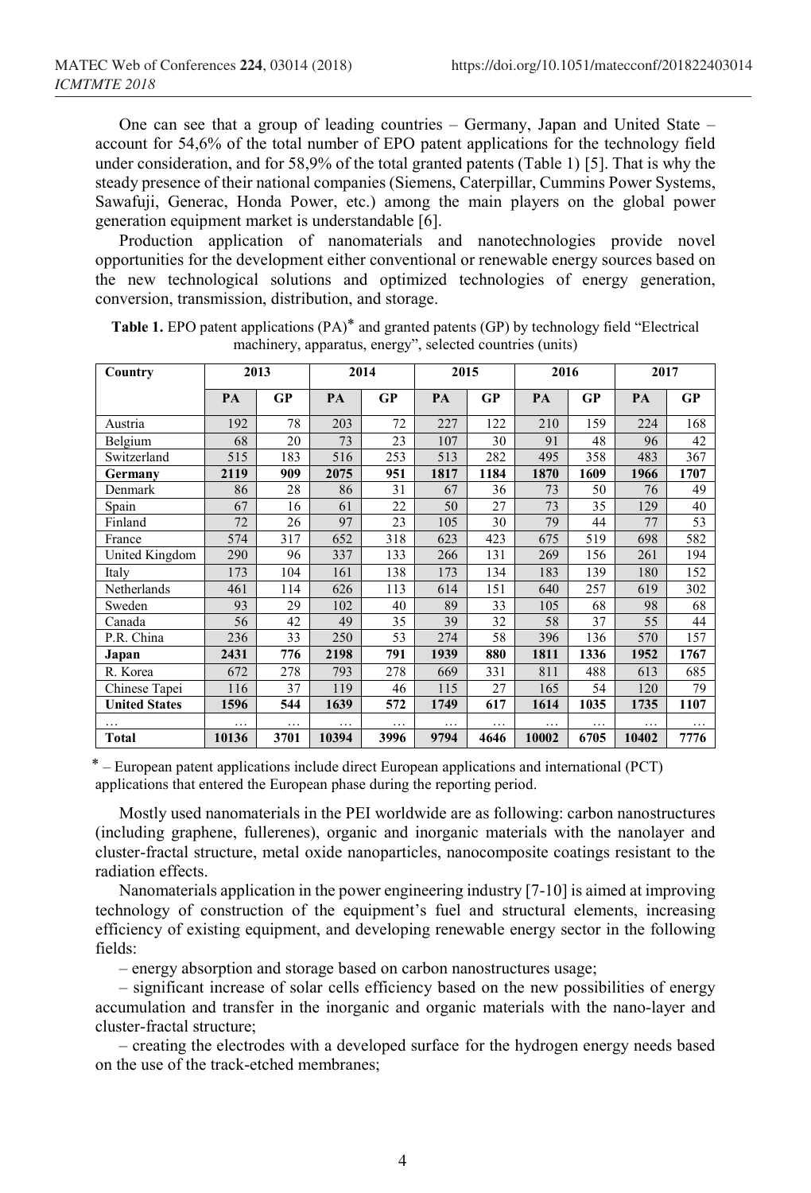One can see that a group of leading countries – Germany, Japan and United State – account for 54,6% of the total number of EPO patent applications for the technology field under consideration, and for 58,9% of the total granted patents (Table 1) [5]. That is why the steady presence of their national companies (Siemens, Caterpillar, Cummins Power Systems, Sawafuji, Generac, Honda Power, etc.) among the main players on the global power generation equipment market is understandable [6].

Production application of nanomaterials and nanotechnologies provide novel opportunities for the development either conventional or renewable energy sources based on the new technological solutions and optimized technologies of energy generation, conversion, transmission, distribution, and storage.

**Table 1.** EPO patent applications (PA)* and granted patents (GP) by technology field "Electrical machinery, apparatus, energy", selected countries (units)

| Country | 2013 | | 2014 | | 2015 | | 2016 | | 2017 | |
|---|---|---|---|---|---|---|---|---|---|---|
| | PA | GP | PA | GP | PA | GP | PA | GP | PA | GP |
| Austria | 192 | 78 | 203 | 72 | 227 | 122 | 210 | 159 | 224 | 168 |
| Belgium | 68 | 20 | 73 | 23 | 107 | 30 | 91 | 48 | 96 | 42 |
| Switzerland | 515 | 183 | 516 | 253 | 513 | 282 | 495 | 358 | 483 | 367 |
| **Germany** | **2119** | **909** | **2075** | **951** | **1817** | **1184** | **1870** | **1609** | **1966** | **1707** |
| Denmark | 86 | 28 | 86 | 31 | 67 | 36 | 73 | 50 | 76 | 49 |
| Spain | 67 | 16 | 61 | 22 | 50 | 27 | 73 | 35 | 129 | 40 |
| Finland | 72 | 26 | 97 | 23 | 105 | 30 | 79 | 44 | 77 | 53 |
| France | 574 | 317 | 652 | 318 | 623 | 423 | 675 | 519 | 698 | 582 |
| United Kingdom | 290 | 96 | 337 | 133 | 266 | 131 | 269 | 156 | 261 | 194 |
| Italy | 173 | 104 | 161 | 138 | 173 | 134 | 183 | 139 | 180 | 152 |
| Netherlands | 461 | 114 | 626 | 113 | 614 | 151 | 640 | 257 | 619 | 302 |
| Sweden | 93 | 29 | 102 | 40 | 89 | 33 | 105 | 68 | 98 | 68 |
| Canada | 56 | 42 | 49 | 35 | 39 | 32 | 58 | 37 | 55 | 44 |
| P.R. China | 236 | 33 | 250 | 53 | 274 | 58 | 396 | 136 | 570 | 157 |
| **Japan** | **2431** | **776** | **2198** | **791** | **1939** | **880** | **1811** | **1336** | **1952** | **1767** |
| R. Korea | 672 | 278 | 793 | 278 | 669 | 331 | 811 | 488 | 613 | 685 |
| Chinese Tapei | 116 | 37 | 119 | 46 | 115 | 27 | 165 | 54 | 120 | 79 |
| **United States** | **1596** | **544** | **1639** | **572** | **1749** | **617** | **1614** | **1035** | **1735** | **1107** |
| … | … | … | … | … | … | … | … | … | … | … |
| **Total** | **10136** | **3701** | **10394** | **3996** | **9794** | **4646** | **10002** | **6705** | **10402** | **7776** |

* – European patent applications include direct European applications and international (PCT) applications that entered the European phase during the reporting period.

Mostly used nanomaterials in the PEI worldwide are as following: carbon nanostructures (including graphene, fullerenes), organic and inorganic materials with the nanolayer and cluster-fractal structure, metal oxide nanoparticles, nanocomposite coatings resistant to the radiation effects.

Nanomaterials application in the power engineering industry [7-10] is aimed at improving technology of construction of the equipment's fuel and structural elements, increasing efficiency of existing equipment, and developing renewable energy sector in the following fields:

– energy absorption and storage based on carbon nanostructures usage;

– significant increase of solar cells efficiency based on the new possibilities of energy accumulation and transfer in the inorganic and organic materials with the nano-layer and cluster-fractal structure;

– creating the electrodes with a developed surface for the hydrogen energy needs based on the use of the track-etched membranes;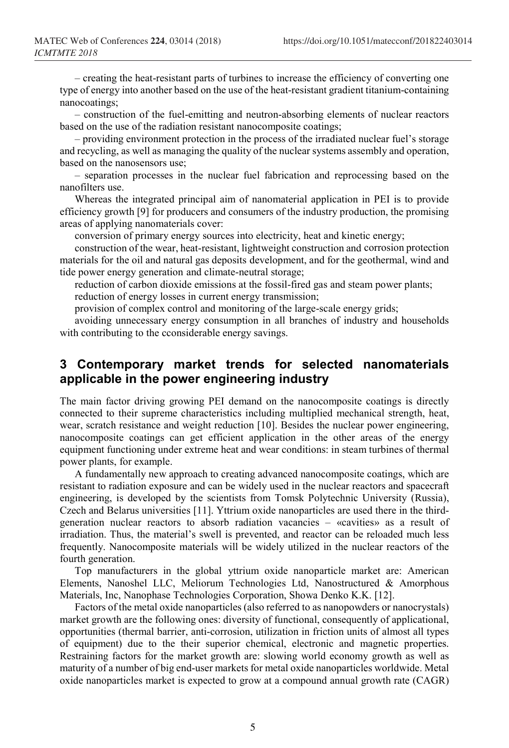– creating the heat-resistant parts of turbines to increase the efficiency of converting one type of energy into another based on the use of the heat-resistant gradient titanium-containing nanocoatings;

– construction of the fuel-emitting and neutron-absorbing elements of nuclear reactors based on the use of the radiation resistant nanocomposite coatings;

– providing environment protection in the process of the irradiated nuclear fuel's storage and recycling, as well as managing the quality of the nuclear systems assembly and operation, based on the nanosensors use;

– separation processes in the nuclear fuel fabrication and reprocessing based on the nanofilters use.

Whereas the integrated principal aim of nanomaterial application in PEI is to provide efficiency growth [9] for producers and consumers of the industry production, the promising areas of applying nanomaterials cover:

conversion of primary energy sources into electricity, heat and kinetic energy;

construction of the wear, heat-resistant, lightweight construction and corrosion protection materials for the oil and natural gas deposits development, and for the geothermal, wind and tide power energy generation and climate-neutral storage;

reduction of carbon dioxide emissions at the fossil-fired gas and steam power plants;

reduction of energy losses in current energy transmission;

provision of complex control and monitoring of the large-scale energy grids;

avoiding unnecessary energy consumption in all branches of industry and households with contributing to the cconsiderable energy savings.

## 3 Contemporary market trends for selected nanomaterials applicable in the power engineering industry

The main factor driving growing PEI demand on the nanocomposite coatings is directly connected to their supreme characteristics including multiplied mechanical strength, heat, wear, scratch resistance and weight reduction [10]. Besides the nuclear power engineering, nanocomposite coatings can get efficient application in the other areas of the energy equipment functioning under extreme heat and wear conditions: in steam turbines of thermal power plants, for example.

A fundamentally new approach to creating advanced nanocomposite coatings, which are resistant to radiation exposure and can be widely used in the nuclear reactors and spacecraft engineering, is developed by the scientists from Tomsk Polytechnic University (Russia), Czech and Belarus universities [11]. Yttrium oxide nanoparticles are used there in the third-generation nuclear reactors to absorb radiation vacancies – «cavities» as a result of irradiation. Thus, the material's swell is prevented, and reactor can be reloaded much less frequently. Nanocomposite materials will be widely utilized in the nuclear reactors of the fourth generation.

Top manufacturers in the global yttrium oxide nanoparticle market are: American Elements, Nanoshel LLC, Meliorum Technologies Ltd, Nanostructured & Amorphous Materials, Inc, Nanophase Technologies Corporation, Showa Denko K.K. [12].

Factors of the metal oxide nanoparticles (also referred to as nanopowders or nanocrystals) market growth are the following ones: diversity of functional, consequently of applicational, opportunities (thermal barrier, anti-corrosion, utilization in friction units of almost all types of equipment) due to the their superior chemical, electronic and magnetic properties. Restraining factors for the market growth are: slowing world economy growth as well as maturity of a number of big end-user markets for metal oxide nanoparticles worldwide. Metal oxide nanoparticles market is expected to grow at a compound annual growth rate (CAGR)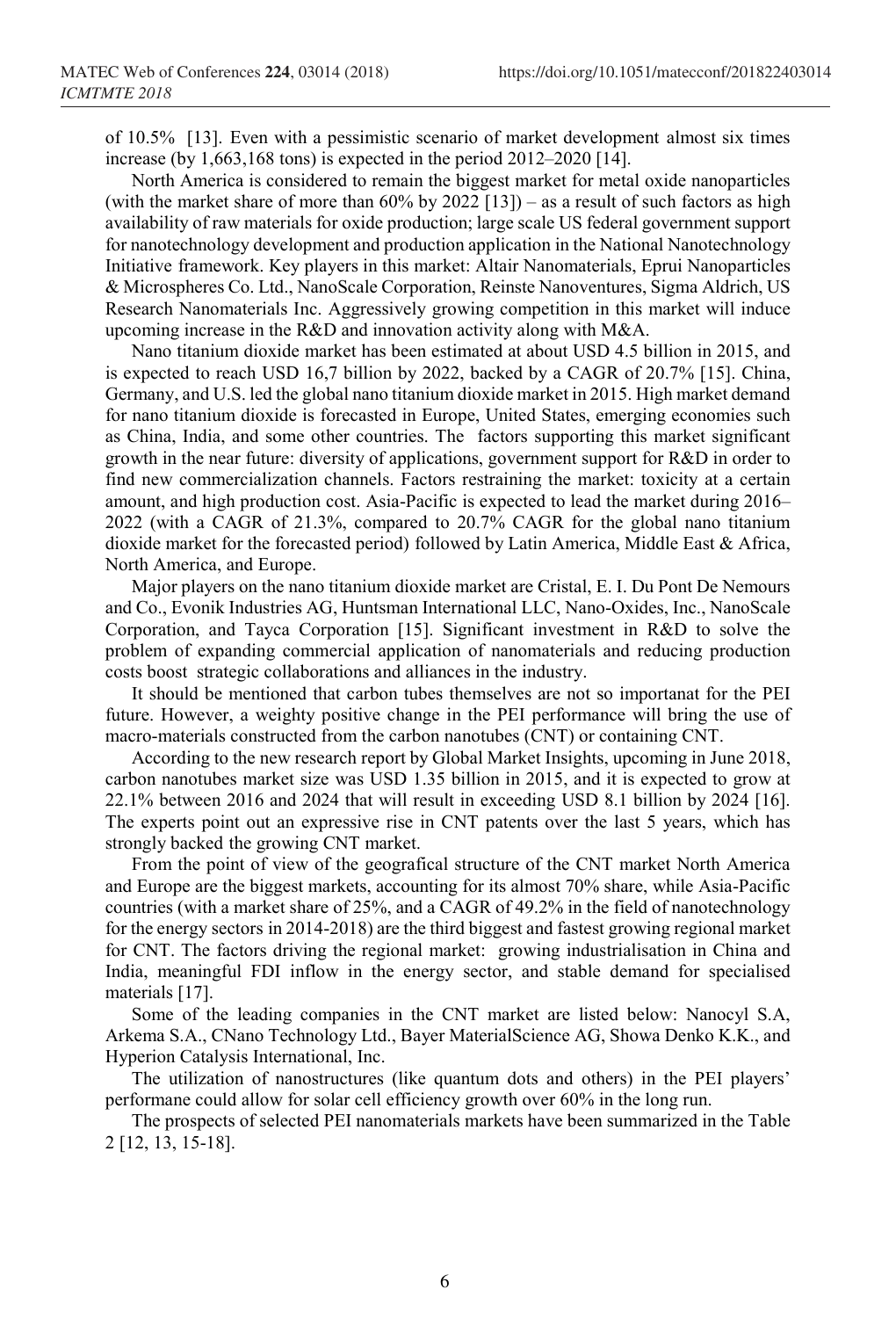of 10.5% [13]. Even with a pessimistic scenario of market development almost six times increase (by 1,663,168 tons) is expected in the period 2012–2020 [14].

North America is considered to remain the biggest market for metal oxide nanoparticles (with the market share of more than 60% by 2022 [13]) – as a result of such factors as high availability of raw materials for oxide production; large scale US federal government support for nanotechnology development and production application in the National Nanotechnology Initiative framework. Key players in this market: Altair Nanomaterials, Eprui Nanoparticles & Microspheres Co. Ltd., NanoScale Corporation, Reinste Nanoventures, Sigma Aldrich, US Research Nanomaterials Inc. Aggressively growing competition in this market will induce upcoming increase in the R&D and innovation activity along with M&A.

Nano titanium dioxide market has been estimated at about USD 4.5 billion in 2015, and is expected to reach USD 16,7 billion by 2022, backed by a CAGR of 20.7% [15]. China, Germany, and U.S. led the global nano titanium dioxide market in 2015. High market demand for nano titanium dioxide is forecasted in Europe, United States, emerging economies such as China, India, and some other countries. The factors supporting this market significant growth in the near future: diversity of applications, government support for R&D in order to find new commercialization channels. Factors restraining the market: toxicity at a certain amount, and high production cost. Asia-Pacific is expected to lead the market during 2016–2022 (with a CAGR of 21.3%, compared to 20.7% CAGR for the global nano titanium dioxide market for the forecasted period) followed by Latin America, Middle East & Africa, North America, and Europe.

Major players on the nano titanium dioxide market are Cristal, E. I. Du Pont De Nemours and Co., Evonik Industries AG, Huntsman International LLC, Nano-Oxides, Inc., NanoScale Corporation, and Tayca Corporation [15]. Significant investment in R&D to solve the problem of expanding commercial application of nanomaterials and reducing production costs boost strategic collaborations and alliances in the industry.

It should be mentioned that carbon tubes themselves are not so importanat for the PEI future. However, a weighty positive change in the PEI performance will bring the use of macro-materials constructed from the carbon nanotubes (CNT) or containing CNT.

According to the new research report by Global Market Insights, upcoming in June 2018, carbon nanotubes market size was USD 1.35 billion in 2015, and it is expected to grow at 22.1% between 2016 and 2024 that will result in exceeding USD 8.1 billion by 2024 [16]. The experts point out an expressive rise in CNT patents over the last 5 years, which has strongly backed the growing CNT market.

From the point of view of the geografical structure of the CNT market North America and Europe are the biggest markets, accounting for its almost 70% share, while Asia-Pacific countries (with a market share of 25%, and a CAGR of 49.2% in the field of nanotechnology for the energy sectors in 2014-2018) are the third biggest and fastest growing regional market for CNT. The factors driving the regional market: growing industrialisation in China and India, meaningful FDI inflow in the energy sector, and stable demand for specialised materials [17].

Some of the leading companies in the CNT market are listed below: Nanocyl S.A, Arkema S.A., CNano Technology Ltd., Bayer MaterialScience AG, Showa Denko K.K., and Hyperion Catalysis International, Inc.

The utilization of nanostructures (like quantum dots and others) in the PEI players' performane could allow for solar cell efficiency growth over 60% in the long run.

The prospects of selected PEI nanomaterials markets have been summarized in the Table 2 [12, 13, 15-18].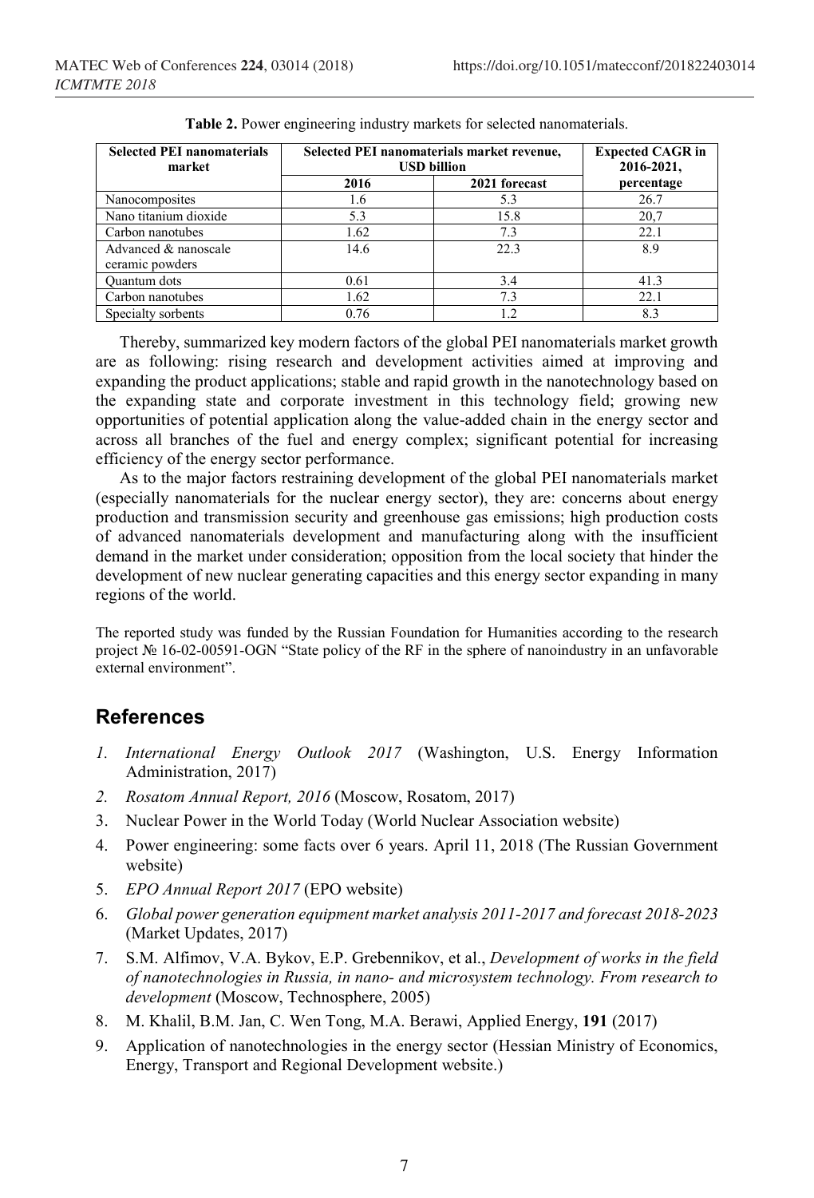**Table 2.** Power engineering industry markets for selected nanomaterials.

| Selected PEI nanomaterials market | Selected PEI nanomaterials market revenue, USD billion | | Expected CAGR in 2016-2021, percentage |
|---|---|---|---|
| | 2016 | 2021 forecast | |
| Nanocomposites | 1.6 | 5.3 | 26.7 |
| Nano titanium dioxide | 5.3 | 15.8 | 20,7 |
| Carbon nanotubes | 1.62 | 7.3 | 22.1 |
| Advanced & nanoscale ceramic powders | 14.6 | 22.3 | 8.9 |
| Quantum dots | 0.61 | 3.4 | 41.3 |
| Carbon nanotubes | 1.62 | 7.3 | 22.1 |
| Specialty sorbents | 0.76 | 1.2 | 8.3 |

Thereby, summarized key modern factors of the global PEI nanomaterials market growth are as following: rising research and development activities aimed at improving and expanding the product applications; stable and rapid growth in the nanotechnology based on the expanding state and corporate investment in this technology field; growing new opportunities of potential application along the value-added chain in the energy sector and across all branches of the fuel and energy complex; significant potential for increasing efficiency of the energy sector performance.

As to the major factors restraining development of the global PEI nanomaterials market (especially nanomaterials for the nuclear energy sector), they are: concerns about energy production and transmission security and greenhouse gas emissions; high production costs of advanced nanomaterials development and manufacturing along with the insufficient demand in the market under consideration; opposition from the local society that hinder the development of new nuclear generating capacities and this energy sector expanding in many regions of the world.

The reported study was funded by the Russian Foundation for Humanities according to the research project № 16-02-00591-OGN "State policy of the RF in the sphere of nanoindustry in an unfavorable external environment".

## References

1. *International Energy Outlook 2017* (Washington, U.S. Energy Information Administration, 2017)
2. *Rosatom Annual Report, 2016* (Moscow, Rosatom, 2017)
3. Nuclear Power in the World Today (World Nuclear Association website)
4. Power engineering: some facts over 6 years. April 11, 2018 (The Russian Government website)
5. *EPO Annual Report 2017* (EPO website)
6. *Global power generation equipment market analysis 2011-2017 and forecast 2018-2023* (Market Updates, 2017)
7. S.M. Alfimov, V.A. Bykov, E.P. Grebennikov, et al., *Development of works in the field of nanotechnologies in Russia, in nano- and microsystem technology. From research to development* (Moscow, Technosphere, 2005)
8. M. Khalil, B.M. Jan, C. Wen Tong, M.A. Berawi, Applied Energy, **191** (2017)
9. Application of nanotechnologies in the energy sector (Hessian Ministry of Economics, Energy, Transport and Regional Development website.)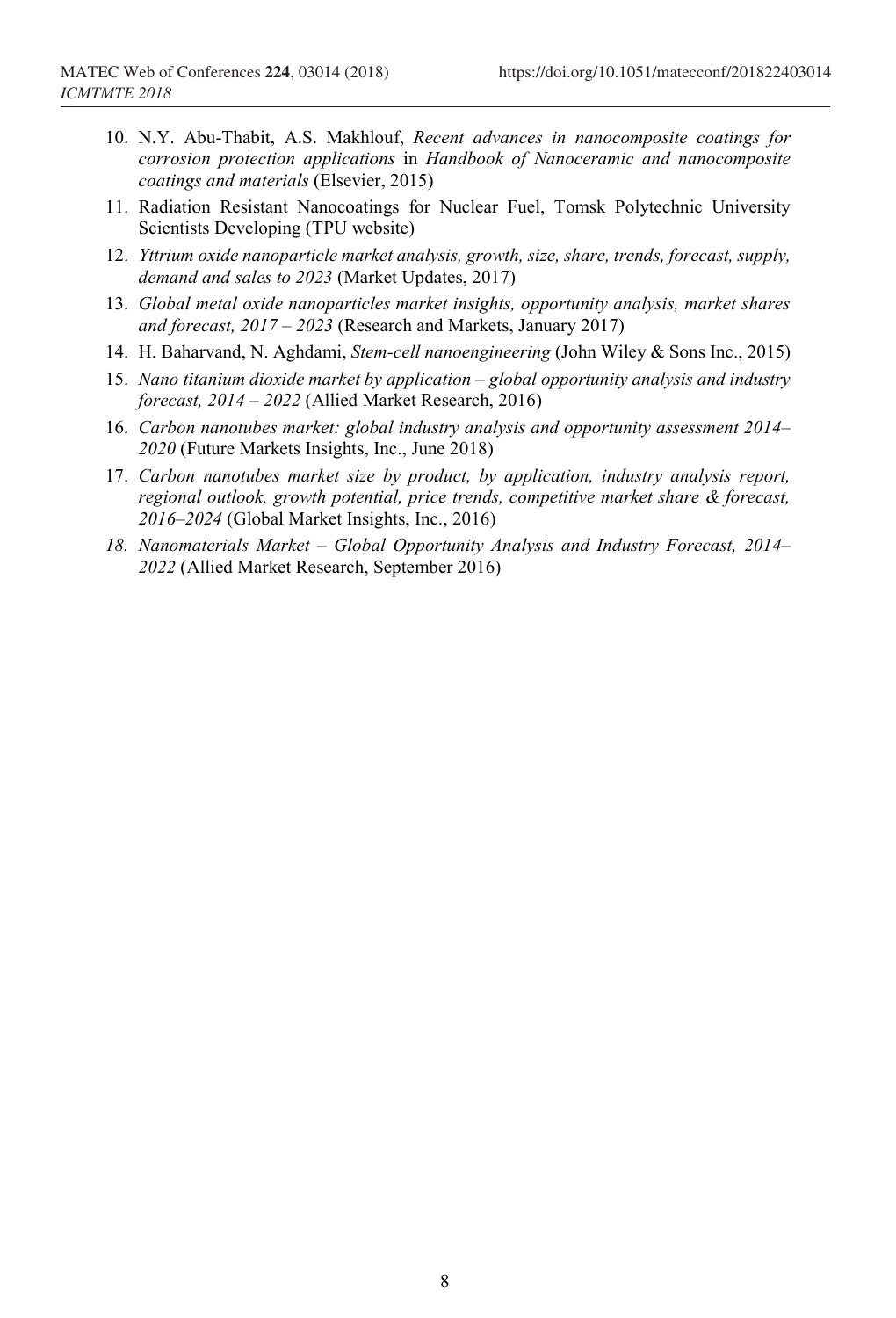10. N.Y. Abu-Thabit, A.S. Makhlouf, *Recent advances in nanocomposite coatings for corrosion protection applications* in *Handbook of Nanoceramic and nanocomposite coatings and materials* (Elsevier, 2015)
11. Radiation Resistant Nanocoatings for Nuclear Fuel, Tomsk Polytechnic University Scientists Developing (TPU website)
12. *Yttrium oxide nanoparticle market analysis, growth, size, share, trends, forecast, supply, demand and sales to 2023* (Market Updates, 2017)
13. *Global metal oxide nanoparticles market insights, opportunity analysis, market shares and forecast, 2017 – 2023* (Research and Markets, January 2017)
14. H. Baharvand, N. Aghdami, *Stem-cell nanoengineering* (John Wiley & Sons Inc., 2015)
15. *Nano titanium dioxide market by application – global opportunity analysis and industry forecast, 2014 – 2022* (Allied Market Research, 2016)
16. *Carbon nanotubes market: global industry analysis and opportunity assessment 2014–2020* (Future Markets Insights, Inc., June 2018)
17. *Carbon nanotubes market size by product, by application, industry analysis report, regional outlook, growth potential, price trends, competitive market share & forecast, 2016–2024* (Global Market Insights, Inc., 2016)
18. *Nanomaterials Market – Global Opportunity Analysis and Industry Forecast, 2014–2022* (Allied Market Research, September 2016)